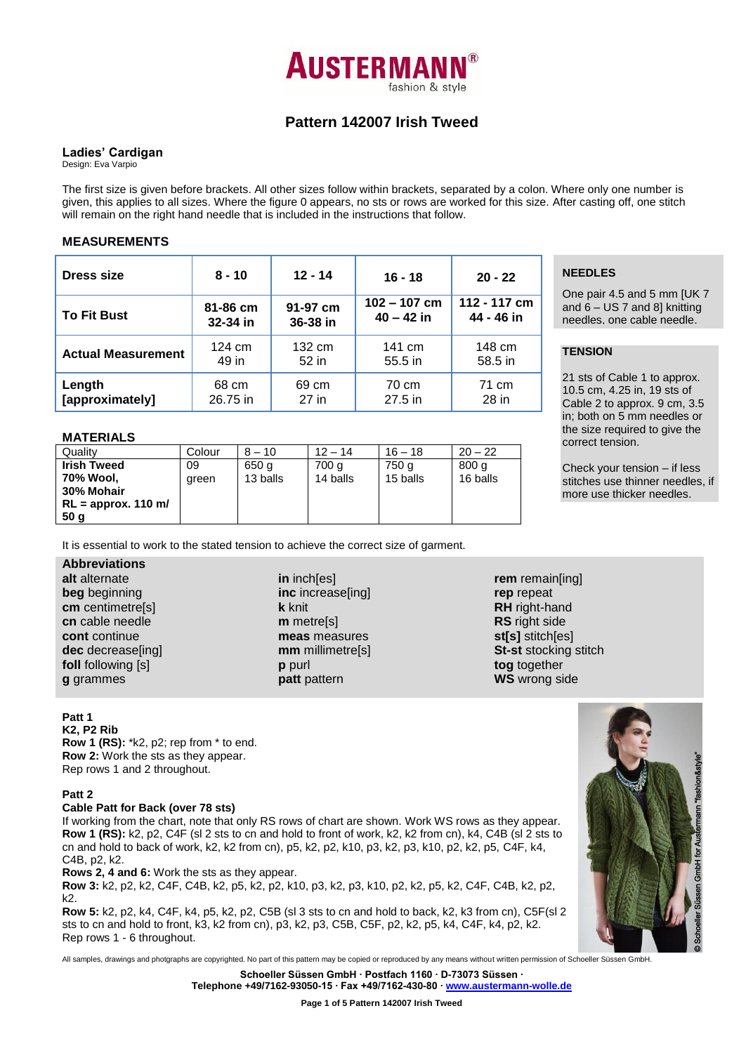# AUSTERMANN®
fashion & style

## Pattern 142007 Irish Tweed

### Ladies' Cardigan
Design: Eva Varpio

The first size is given before brackets. All other sizes follow within brackets, separated by a colon. Where only one number is given, this applies to all sizes. Where the figure 0 appears, no sts or rows are worked for this size. After casting off, one stitch will remain on the right hand needle that is included in the instructions that follow.

### MEASUREMENTS

| Dress size | 8 - 10 | 12 - 14 | 16 - 18 | 20 - 22 |
|---|---|---|---|---|
| To Fit Bust | 81-86 cm 32-34 in | 91-97 cm 36-38 in | 102 – 107 cm 40 – 42 in | 112 - 117 cm 44 - 46 in |
| Actual Measurement | 124 cm 49 in | 132 cm 52 in | 141 cm 55.5 in | 148 cm 58.5 in |
| Length [approximately] | 68 cm 26.75 in | 69 cm 27 in | 70 cm 27.5 in | 71 cm 28 in |

### NEEDLES

One pair 4.5 and 5 mm [UK 7 and 6 – US 7 and 8] knitting needles, one cable needle.

### TENSION

21 sts of Cable 1 to approx. 10.5 cm, 4.25 in, 19 sts of Cable 2 to approx. 9 cm, 3.5 in; both on 5 mm needles or the size required to give the correct tension.

Check your tension – if less stitches use thinner needles, if more use thicker needles.

### MATERIALS

| Quality | Colour | 8 – 10 | 12 – 14 | 16 – 18 | 20 – 22 |
|---|---|---|---|---|---|
| **Irish Tweed 70% Wool, 30% Mohair RL = approx. 110 m/ 50 g** | 09 green | 650 g 13 balls | 700 g 14 balls | 750 g 15 balls | 800 g 16 balls |

It is essential to work to the stated tension to achieve the correct size of garment.

### Abbreviations

**alt** alternate
**beg** beginning
**cm** centimetre[s]
**cn** cable needle
**cont** continue
**dec** decrease[ing]
**foll** following [s]
**g** grammes
**in** inch[es]
**inc** increase[ing]
**k** knit
**m** metre[s]
**meas** measures
**mm** millimetre[s]
**p** purl
**patt** pattern
**rem** remain[ing]
**rep** repeat
**RH** right-hand
**RS** right side
**st[s]** stitch[es]
**St-st** stocking stitch
**tog** together
**WS** wrong side

**Patt 1**
**K2, P2 Rib**
**Row 1 (RS):** *k2, p2; rep from * to end.
**Row 2:** Work the sts as they appear.
Rep rows 1 and 2 throughout.

**Patt 2**
**Cable Patt for Back (over 78 sts)**
If working from the chart, note that only RS rows of chart are shown. Work WS rows as they appear.
**Row 1 (RS):** k2, p2, C4F (sl 2 sts to cn and hold to front of work, k2, k2 from cn), k4, C4B (sl 2 sts to cn and hold to back of work, k2, k2 from cn), p5, k2, p2, k10, p3, k2, p3, k10, p2, k2, p5, C4F, k4, C4B, p2, k2.
**Rows 2, 4 and 6:** Work the sts as they appear.
**Row 3:** k2, p2, k2, C4F, C4B, k2, p5, k2, p2, k10, p3, k2, p3, k10, p2, k2, p5, k2, C4F, C4B, k2, p2, k2.
**Row 5:** k2, p2, k4, C4F, k4, p5, k2, p2, C5B (sl 3 sts to cn and hold to back, k2, k3 from cn), C5F(sl 2 sts to cn and hold to front, k3, k2 from cn), p3, k2, p3, C5B, C5F, p2, k2, p5, k4, C4F, k4, p2, k2.
Rep rows 1 - 6 throughout.

All samples, drawings and photgraphs are copyrighted. No part of this pattern may be copied or reproduced by any means without written permission of Schoeller Süssen GmbH.

**Schoeller Süssen GmbH · Postfach 1160 · D-73073 Süssen ·**
**Telephone +49/7162-93050-15 · Fax +49/7162-430-80 · www.austermann-wolle.de**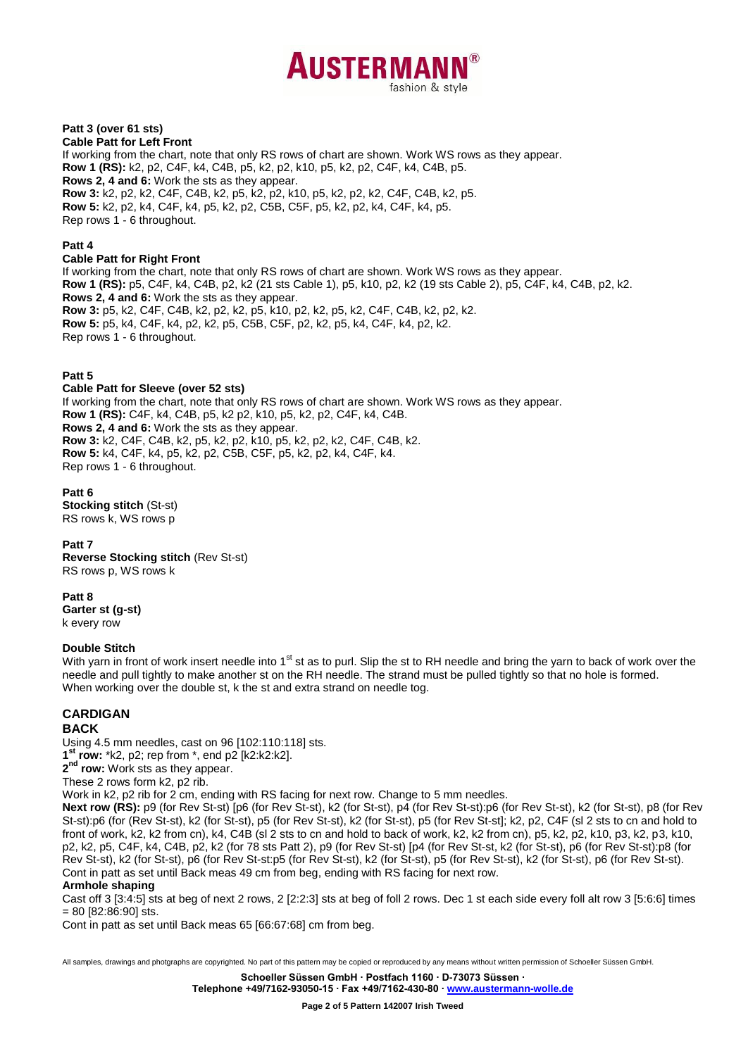**Patt 3 (over 61 sts)**
**Cable Patt for Left Front**
If working from the chart, note that only RS rows of chart are shown. Work WS rows as they appear.
**Row 1 (RS):** k2, p2, C4F, k4, C4B, p5, k2, p2, k10, p5, k2, p2, C4F, k4, C4B, p5.
**Rows 2, 4 and 6:** Work the sts as they appear.
**Row 3:** k2, p2, k2, C4F, C4B, k2, p5, k2, p2, k10, p5, k2, p2, k2, C4F, C4B, k2, p5.
**Row 5:** k2, p2, k4, C4F, k4, p5, k2, p2, C5B, C5F, p5, k2, p2, k4, C4F, k4, p5.
Rep rows 1 - 6 throughout.

**Patt 4**
**Cable Patt for Right Front**
If working from the chart, note that only RS rows of chart are shown. Work WS rows as they appear.
**Row 1 (RS):** p5, C4F, k4, C4B, p2, k2 (21 sts Cable 1), p5, k10, p2, k2 (19 sts Cable 2), p5, C4F, k4, C4B, p2, k2.
**Rows 2, 4 and 6:** Work the sts as they appear.
**Row 3:** p5, k2, C4F, C4B, k2, p2, k2, p5, k10, p2, k2, p5, k2, C4F, C4B, k2, p2, k2.
**Row 5:** p5, k4, C4F, k4, p2, k2, p5, C5B, C5F, p2, k2, p5, k4, C4F, k4, p2, k2.
Rep rows 1 - 6 throughout.

**Patt 5**
**Cable Patt for Sleeve (over 52 sts)**
If working from the chart, note that only RS rows of chart are shown. Work WS rows as they appear.
**Row 1 (RS):** C4F, k4, C4B, p5, k2 p2, k10, p5, k2, p2, C4F, k4, C4B.
**Rows 2, 4 and 6:** Work the sts as they appear.
**Row 3:** k2, C4F, C4B, k2, p5, k2, p2, k10, p5, k2, p2, k2, C4F, C4B, k2.
**Row 5:** k4, C4F, k4, p5, k2, p2, C5B, C5F, p5, k2, p2, k4, C4F, k4.
Rep rows 1 - 6 throughout.

**Patt 6**
**Stocking stitch** (St-st)
RS rows k, WS rows p

**Patt 7**
**Reverse Stocking stitch** (Rev St-st)
RS rows p, WS rows k

**Patt 8**
**Garter st (g-st)**
k every row

**Double Stitch**
With yarn in front of work insert needle into 1st st as to purl. Slip the st to RH needle and bring the yarn to back of work over the needle and pull tightly to make another st on the RH needle. The strand must be pulled tightly so that no hole is formed.
When working over the double st, k the st and extra strand on needle tog.

## CARDIGAN

### BACK

Using 4.5 mm needles, cast on 96 [102:110:118] sts.
**1st row:** *k2, p2; rep from *, end p2 [k2:k2:k2].
**2nd row:** Work sts as they appear.
These 2 rows form k2, p2 rib.
Work in k2, p2 rib for 2 cm, ending with RS facing for next row. Change to 5 mm needles.
**Next row (RS):** p9 (for Rev St-st) [p6 (for Rev St-st), k2 (for St-st), p4 (for Rev St-st):p6 (for Rev St-st), k2 (for St-st), p8 (for Rev St-st):p6 (for (Rev St-st), k2 (for St-st), p5 (for Rev St-st), k2 (for St-st), p5 (for Rev St-st]; k2, p2, C4F (sl 2 sts to cn and hold to front of work, k2, k2 from cn), k4, C4B (sl 2 sts to cn and hold to back of work, k2, k2 from cn), p5, k2, p2, k10, p3, k2, p3, k10, p2, k2, p5, C4F, k4, C4B, p2, k2 (for 78 sts Patt 2), p9 (for Rev St-st) [p4 (for Rev St-st, k2 (for St-st), p6 (for Rev St-st):p8 (for Rev St-st), k2 (for St-st), p6 (for Rev St-st:p5 (for Rev St-st), k2 (for St-st), p5 (for Rev St-st), k2 (for St-st), p6 (for Rev St-st).
Cont in patt as set until Back meas 49 cm from beg, ending with RS facing for next row.

**Armhole shaping**
Cast off 3 [3:4:5] sts at beg of next 2 rows, 2 [2:2:3] sts at beg of foll 2 rows. Dec 1 st each side every foll alt row 3 [5:6:6] times = 80 [82:86:90] sts.
Cont in patt as set until Back meas 65 [66:67:68] cm from beg.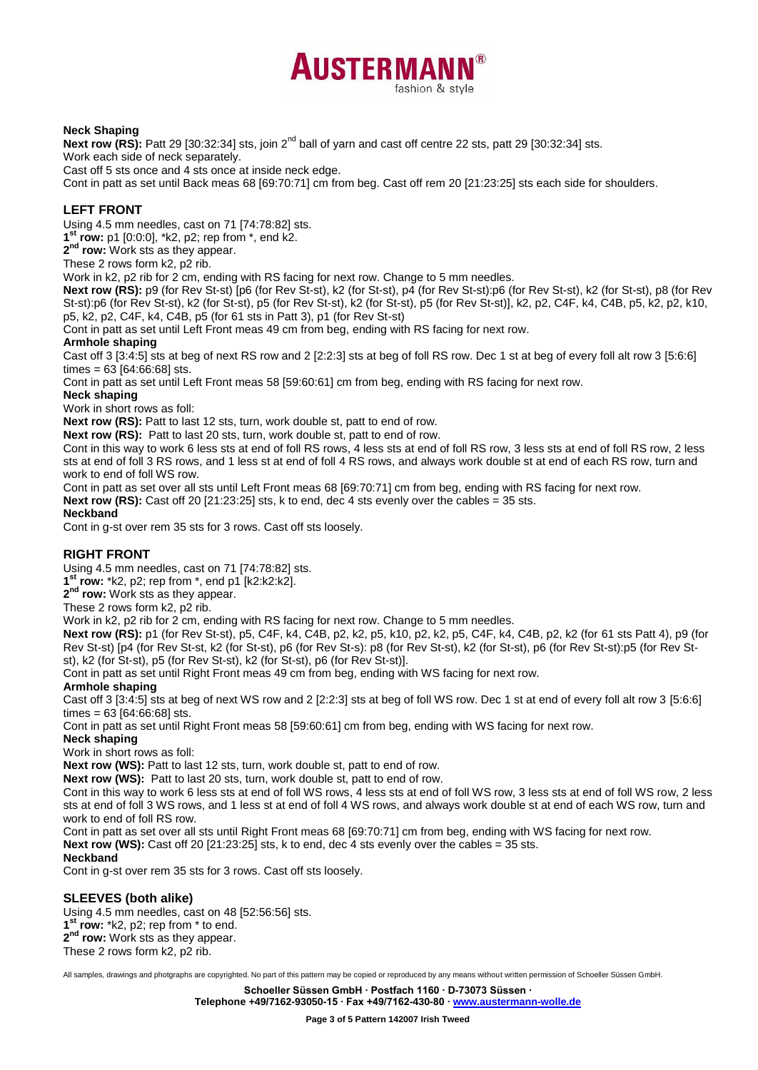**Neck Shaping**

**Next row (RS):** Patt 29 [30:32:34] sts, join 2nd ball of yarn and cast off centre 22 sts, patt 29 [30:32:34] sts.
Work each side of neck separately.
Cast off 5 sts once and 4 sts once at inside neck edge.
Cont in patt as set until Back meas 68 [69:70:71] cm from beg. Cast off rem 20 [21:23:25] sts each side for shoulders.

## LEFT FRONT

Using 4.5 mm needles, cast on 71 [74:78:82] sts.
**1st row:** p1 [0:0:0], *k2, p2; rep from *, end k2.
**2nd row:** Work sts as they appear.
These 2 rows form k2, p2 rib.
Work in k2, p2 rib for 2 cm, ending with RS facing for next row. Change to 5 mm needles.
**Next row (RS):** p9 (for Rev St-st) [p6 (for Rev St-st), k2 (for St-st), p4 (for Rev St-st):p6 (for Rev St-st), k2 (for St-st), p8 (for Rev St-st):p6 (for Rev St-st), k2 (for St-st), p5 (for Rev St-st), k2 (for St-st), p5 (for Rev St-st)], k2, p2, C4F, k4, C4B, p5, k2, p2, k10, p5, k2, p2, C4F, k4, C4B, p5 (for 61 sts in Patt 3), p1 (for Rev St-st)
Cont in patt as set until Left Front meas 49 cm from beg, ending with RS facing for next row.

**Armhole shaping**

Cast off 3 [3:4:5] sts at beg of next RS row and 2 [2:2:3] sts at beg of foll RS row. Dec 1 st at beg of every foll alt row 3 [5:6:6] times = 63 [64:66:68] sts.
Cont in patt as set until Left Front meas 58 [59:60:61] cm from beg, ending with RS facing for next row.

**Neck shaping**

Work in short rows as foll:
**Next row (RS):** Patt to last 12 sts, turn, work double st, patt to end of row.
**Next row (RS):** Patt to last 20 sts, turn, work double st, patt to end of row.
Cont in this way to work 6 less sts at end of foll RS rows, 4 less sts at end of foll RS row, 3 less sts at end of foll RS row, 2 less sts at end of foll 3 RS rows, and 1 less st at end of foll 4 RS rows, and always work double st at end of each RS row, turn and work to end of foll WS row.
Cont in patt as set over all sts until Left Front meas 68 [69:70:71] cm from beg, ending with RS facing for next row.
**Next row (RS):** Cast off 20 [21:23:25] sts, k to end, dec 4 sts evenly over the cables = 35 sts.

**Neckband**

Cont in g-st over rem 35 sts for 3 rows. Cast off sts loosely.

## RIGHT FRONT

Using 4.5 mm needles, cast on 71 [74:78:82] sts.
**1st row:** *k2, p2; rep from *, end p1 [k2:k2:k2].
**2nd row:** Work sts as they appear.
These 2 rows form k2, p2 rib.
Work in k2, p2 rib for 2 cm, ending with RS facing for next row. Change to 5 mm needles.
**Next row (RS):** p1 (for Rev St-st), p5, C4F, k4, C4B, p2, k2, p5, k10, p2, k2, p5, C4F, k4, C4B, p2, k2 (for 61 sts Patt 4), p9 (for Rev St-st) [p4 (for Rev St-st, k2 (for St-st), p6 (for Rev St-s): p8 (for Rev St-st), k2 (for St-st), p6 (for Rev St-st):p5 (for Rev St-st), k2 (for St-st), p5 (for Rev St-st), k2 (for St-st), p6 (for Rev St-st)].
Cont in patt as set until Right Front meas 49 cm from beg, ending with WS facing for next row.

**Armhole shaping**

Cast off 3 [3:4:5] sts at beg of next WS row and 2 [2:2:3] sts at beg of foll WS row. Dec 1 st at end of every foll alt row 3 [5:6:6] times = 63 [64:66:68] sts.
Cont in patt as set until Right Front meas 58 [59:60:61] cm from beg, ending with WS facing for next row.

**Neck shaping**

Work in short rows as foll:
**Next row (WS):** Patt to last 12 sts, turn, work double st, patt to end of row.
**Next row (WS):** Patt to last 20 sts, turn, work double st, patt to end of row.
Cont in this way to work 6 less sts at end of foll WS rows, 4 less sts at end of foll WS row, 3 less sts at end of foll WS row, 2 less sts at end of foll 3 WS rows, and 1 less st at end of foll 4 WS rows, and always work double st at end of each WS row, turn and work to end of foll RS row.
Cont in patt as set over all sts until Right Front meas 68 [69:70:71] cm from beg, ending with WS facing for next row.
**Next row (WS):** Cast off 20 [21:23:25] sts, k to end, dec 4 sts evenly over the cables = 35 sts.

**Neckband**

Cont in g-st over rem 35 sts for 3 rows. Cast off sts loosely.

## SLEEVES (both alike)

Using 4.5 mm needles, cast on 48 [52:56:56] sts.
**1st row:** *k2, p2; rep from * to end.
**2nd row:** Work sts as they appear.
These 2 rows form k2, p2 rib.

All samples, drawings and photgraphs are copyrighted. No part of this pattern may be copied or reproduced by any means without written permission of Schoeller Süssen GmbH.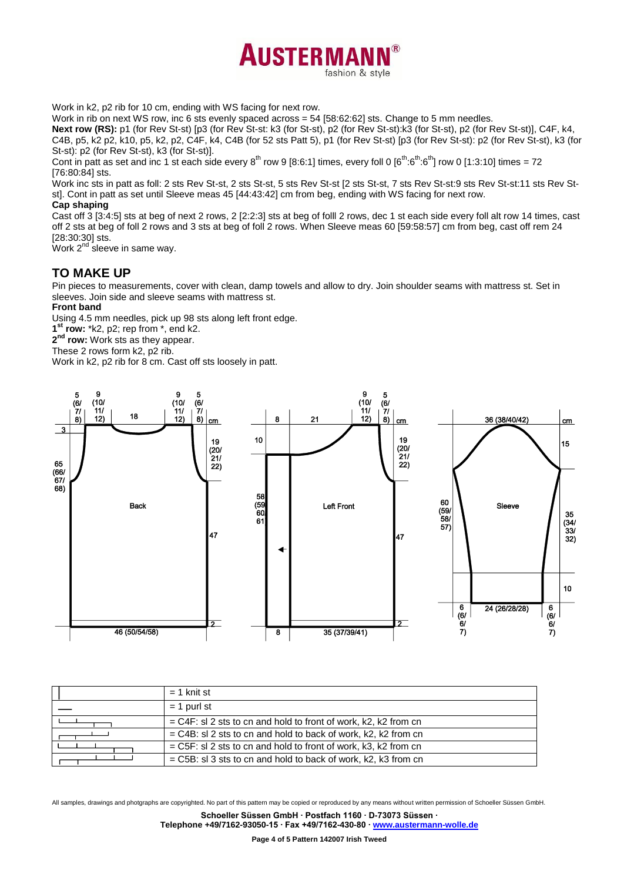Work in k2, p2 rib for 10 cm, ending with WS facing for next row.

Work in rib on next WS row, inc 6 sts evenly spaced across = 54 [58:62:62] sts. Change to 5 mm needles.

**Next row (RS):** p1 (for Rev St-st) [p3 (for Rev St-st: k3 (for St-st), p2 (for Rev St-st):k3 (for St-st), p2 (for Rev St-st)], C4F, k4, C4B, p5, k2 p2, k10, p5, k2, p2, C4F, k4, C4B (for 52 sts Patt 5), p1 (for Rev St-st) [p3 (for Rev St-st): p2 (for Rev St-st), k3 (for St-st): p2 (for Rev St-st), k3 (for St-st)].

Cont in patt as set and inc 1 st each side every 8th row 9 [8:6:1] times, every foll 0 [6th:6th:6th] row 0 [1:3:10] times = 72 [76:80:84] sts.

Work inc sts in patt as foll: 2 sts Rev St-st, 2 sts St-st, 5 sts Rev St-st [2 sts St-st, 7 sts Rev St-st:9 sts Rev St-st:11 sts Rev St-st]. Cont in patt as set until Sleeve meas 45 [44:43:42] cm from beg, ending with WS facing for next row.

**Cap shaping**

Cast off 3 [3:4:5] sts at beg of next 2 rows, 2 [2:2:3] sts at beg of folll 2 rows, dec 1 st each side every foll alt row 14 times, cast off 2 sts at beg of foll 2 rows and 3 sts at beg of foll 2 rows. When Sleeve meas 60 [59:58:57] cm from beg, cast off rem 24 [28:30:30] sts.

Work 2nd sleeve in same way.

## TO MAKE UP

Pin pieces to measurements, cover with clean, damp towels and allow to dry. Join shoulder seams with mattress st. Set in sleeves. Join side and sleeve seams with mattress st.

**Front band**

Using 4.5 mm needles, pick up 98 sts along left front edge.

**1st row:** *k2, p2; rep from *, end k2.

**2nd row:** Work sts as they appear.

These 2 rows form k2, p2 rib.

Work in k2, p2 rib for 8 cm. Cast off sts loosely in patt.

**Back:** 46 (50/54/58) cm wide; 65 (66/67/68) cm long; 47 cm to armhole; armhole 19 (20/21/22) cm; shoulders 9 (10/11/12) cm; neck 18 cm; 5 (6/7/8); 3; 2.

**Left Front:** 35 (37/39/41) cm wide; band 8 cm; 58 (59/60/61) cm; 47 cm to armhole; armhole 19 (20/21/22) cm; shoulder 9 (10/11/12) cm; neck 21 cm; 10 cm; 8; 5 (6/7/8); 2.

**Sleeve:** 36 (38/40/42) cm; cap 15 cm; 60 (59/58/57) cm; 35 (34/33/32) cm; 10 cm; 24 (26/28/28) cm; 6 (6/6/7).

| Symbol | Meaning |
|---|---|
| \| | = 1 knit st |
| — | = 1 purl st |
| | = C4F: sl 2 sts to cn and hold to front of work, k2, k2 from cn |
| | = C4B: sl 2 sts to cn and hold to back of work, k2, k2 from cn |
| | = C5F: sl 2 sts to cn and hold to front of work, k3, k2 from cn |
| | = C5B: sl 3 sts to cn and hold to back of work, k2, k3 from cn |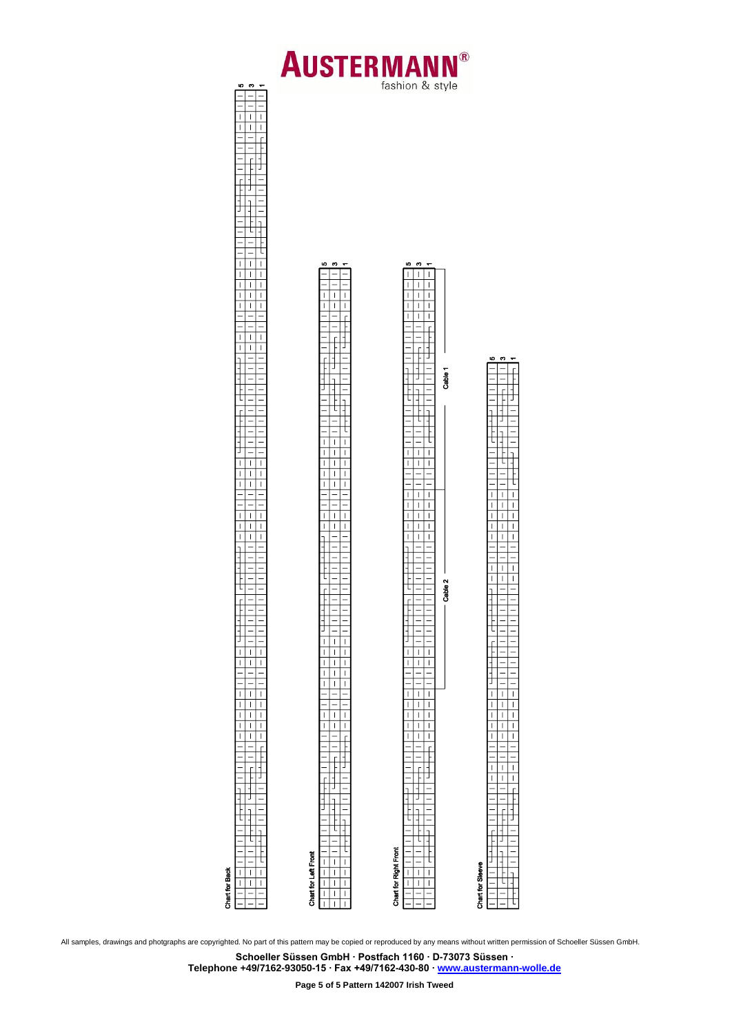Chart for Back

5
3
1

Chart for Left Front

5
3
1

Chart for Right Front

5
3
1

Cable 1

Cable 2

Chart for Sleeve

5
3
1

All samples, drawings and photgraphs are copyrighted. No part of this pattern may be copied or reproduced by any means without written permission of Schoeller Süssen GmbH.

**Schoeller Süssen GmbH · Postfach 1160 · D-73073 Süssen ·**
**Telephone +49/7162-93050-15 · Fax +49/7162-430-80 · www.austermann-wolle.de**